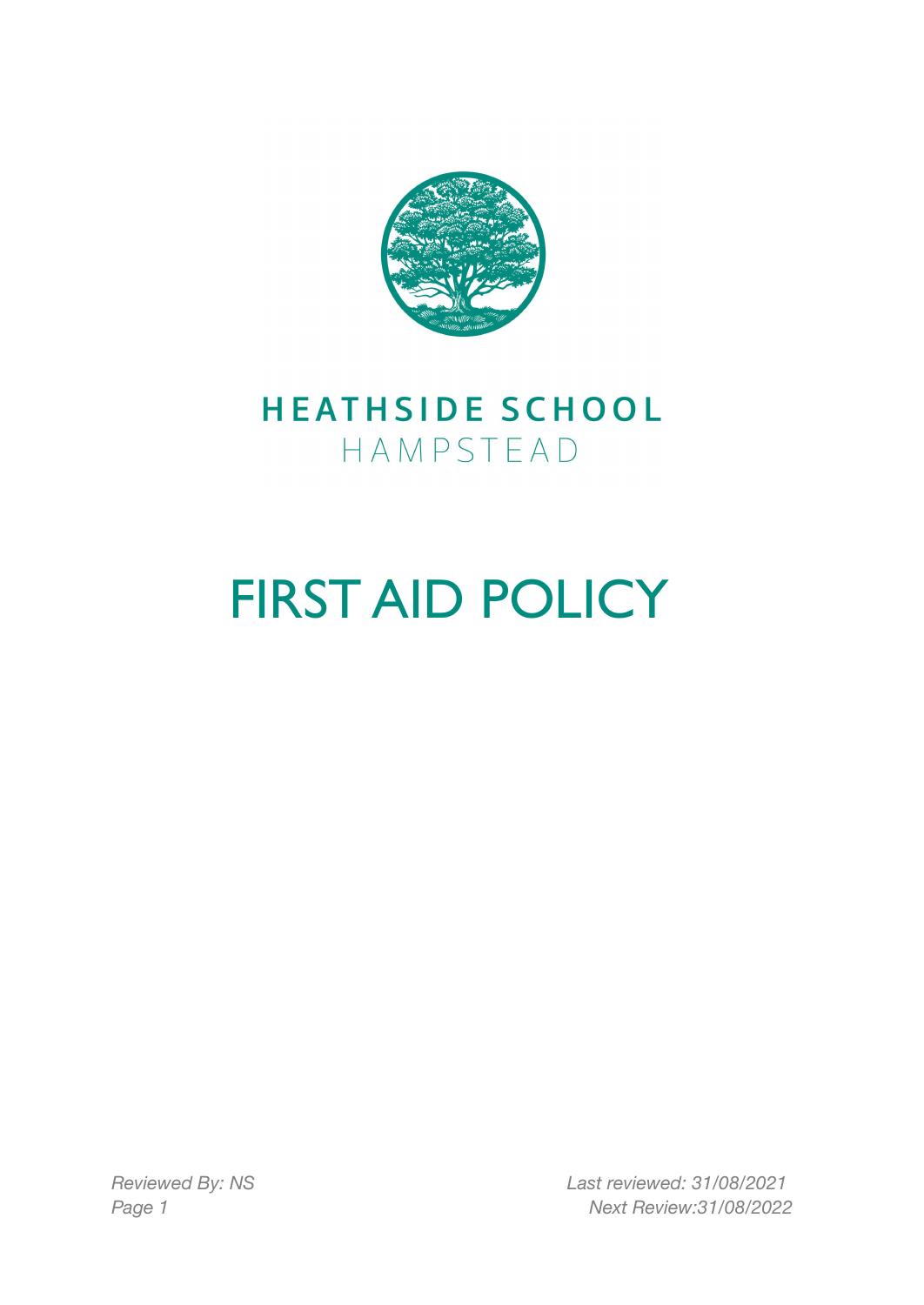# HEATHSIDE SCHOOL

HAMPSTEAD

# FIRST AID POLICY

*Reviewed By: NS*

*Last reviewed: 31/08/2021*

*Next Review:31/08/2022*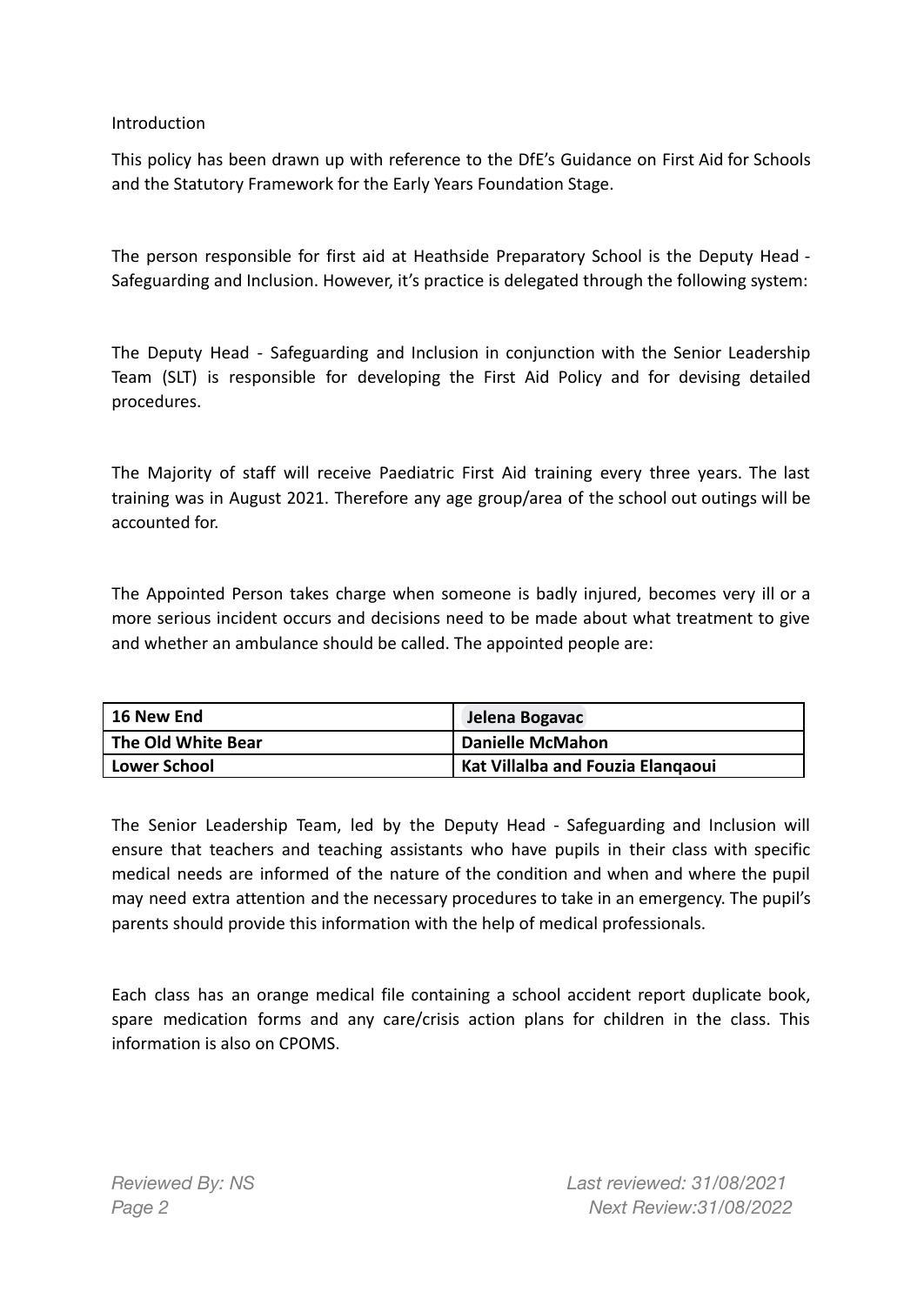## Introduction

This policy has been drawn up with reference to the DfE's Guidance on First Aid for Schools and the Statutory Framework for the Early Years Foundation Stage.

The person responsible for first aid at Heathside Preparatory School is the Deputy Head - Safeguarding and Inclusion. However, it's practice is delegated through the following system:

The Deputy Head - Safeguarding and Inclusion in conjunction with the Senior Leadership Team (SLT) is responsible for developing the First Aid Policy and for devising detailed procedures.

The Majority of staff will receive Paediatric First Aid training every three years. The last training was in August 2021. Therefore any age group/area of the school out outings will be accounted for.

The Appointed Person takes charge when someone is badly injured, becomes very ill or a more serious incident occurs and decisions need to be made about what treatment to give and whether an ambulance should be called. The appointed people are:

| | |
|---|---|
| **16 New End** | **Jelena Bogavac** |
| **The Old White Bear** | **Danielle McMahon** |
| **Lower School** | **Kat Villalba and Fouzia Elanqaoui** |

The Senior Leadership Team, led by the Deputy Head - Safeguarding and Inclusion will ensure that teachers and teaching assistants who have pupils in their class with specific medical needs are informed of the nature of the condition and when and where the pupil may need extra attention and the necessary procedures to take in an emergency. The pupil's parents should provide this information with the help of medical professionals.

Each class has an orange medical file containing a school accident report duplicate book, spare medication forms and any care/crisis action plans for children in the class. This information is also on CPOMS.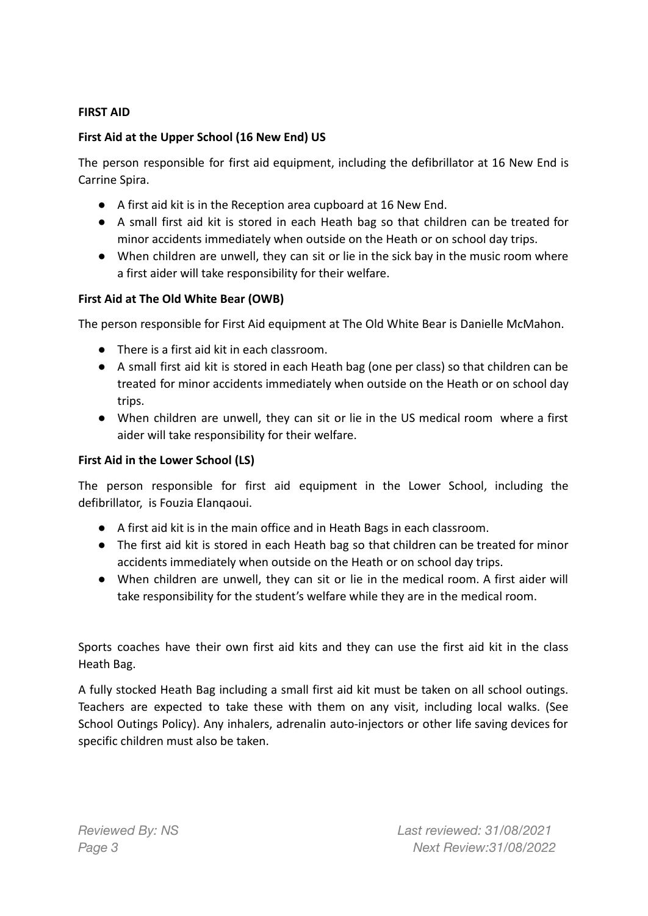**FIRST AID**

**First Aid at the Upper School (16 New End) US**

The person responsible for first aid equipment, including the defibrillator at 16 New End is Carrine Spira.

- A first aid kit is in the Reception area cupboard at 16 New End.
- A small first aid kit is stored in each Heath bag so that children can be treated for minor accidents immediately when outside on the Heath or on school day trips.
- When children are unwell, they can sit or lie in the sick bay in the music room where a first aider will take responsibility for their welfare.

**First Aid at The Old White Bear (OWB)**

The person responsible for First Aid equipment at The Old White Bear is Danielle McMahon.

- There is a first aid kit in each classroom.
- A small first aid kit is stored in each Heath bag (one per class) so that children can be treated for minor accidents immediately when outside on the Heath or on school day trips.
- When children are unwell, they can sit or lie in the US medical room where a first aider will take responsibility for their welfare.

**First Aid in the Lower School (LS)**

The person responsible for first aid equipment in the Lower School, including the defibrillator, is Fouzia Elanqaoui.

- A first aid kit is in the main office and in Heath Bags in each classroom.
- The first aid kit is stored in each Heath bag so that children can be treated for minor accidents immediately when outside on the Heath or on school day trips.
- When children are unwell, they can sit or lie in the medical room. A first aider will take responsibility for the student's welfare while they are in the medical room.

Sports coaches have their own first aid kits and they can use the first aid kit in the class Heath Bag.

A fully stocked Heath Bag including a small first aid kit must be taken on all school outings. Teachers are expected to take these with them on any visit, including local walks. (See School Outings Policy). Any inhalers, adrenalin auto-injectors or other life saving devices for specific children must also be taken.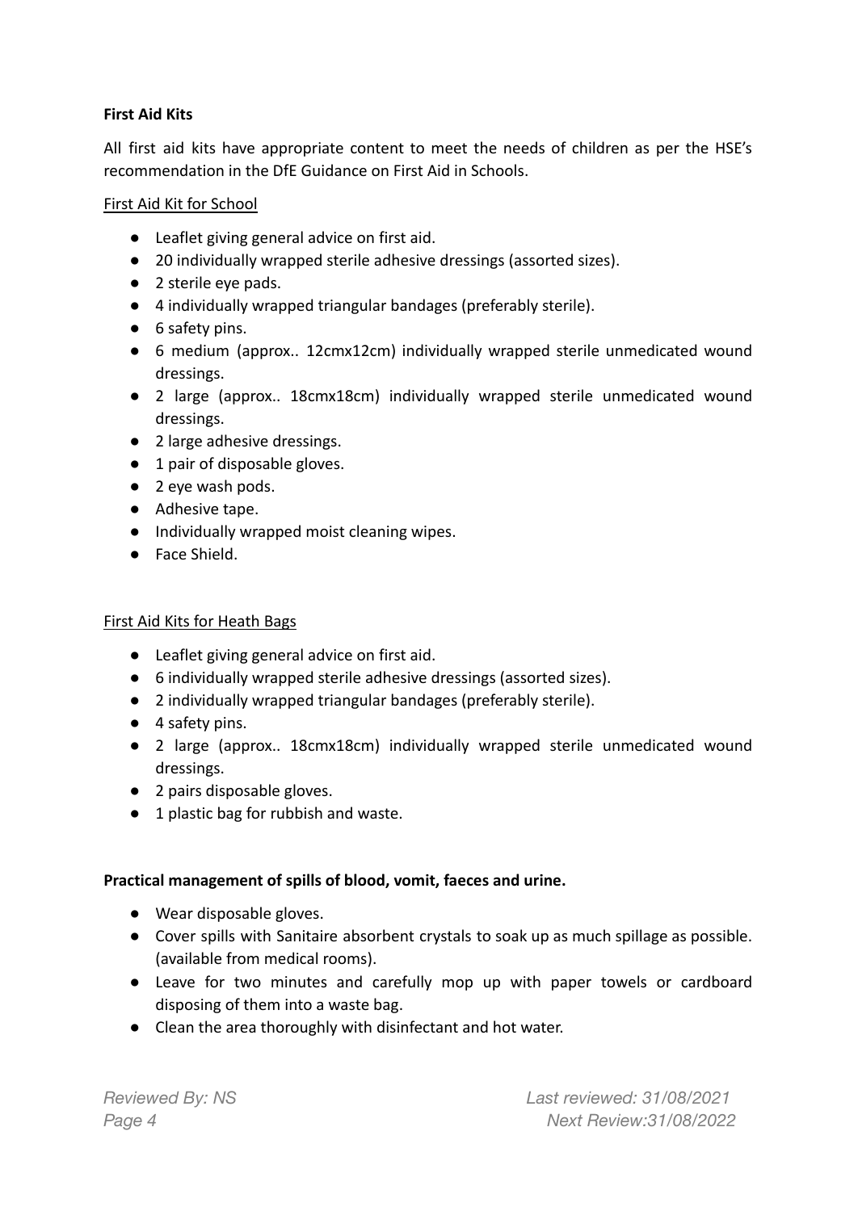**First Aid Kits**

All first aid kits have appropriate content to meet the needs of children as per the HSE's recommendation in the DfE Guidance on First Aid in Schools.

First Aid Kit for School

- Leaflet giving general advice on first aid.
- 20 individually wrapped sterile adhesive dressings (assorted sizes).
- 2 sterile eye pads.
- 4 individually wrapped triangular bandages (preferably sterile).
- 6 safety pins.
- 6 medium (approx.. 12cmx12cm) individually wrapped sterile unmedicated wound dressings.
- 2 large (approx.. 18cmx18cm) individually wrapped sterile unmedicated wound dressings.
- 2 large adhesive dressings.
- 1 pair of disposable gloves.
- 2 eye wash pods.
- Adhesive tape.
- Individually wrapped moist cleaning wipes.
- Face Shield.

First Aid Kits for Heath Bags

- Leaflet giving general advice on first aid.
- 6 individually wrapped sterile adhesive dressings (assorted sizes).
- 2 individually wrapped triangular bandages (preferably sterile).
- 4 safety pins.
- 2 large (approx.. 18cmx18cm) individually wrapped sterile unmedicated wound dressings.
- 2 pairs disposable gloves.
- 1 plastic bag for rubbish and waste.

**Practical management of spills of blood, vomit, faeces and urine.**

- Wear disposable gloves.
- Cover spills with Sanitaire absorbent crystals to soak up as much spillage as possible. (available from medical rooms).
- Leave for two minutes and carefully mop up with paper towels or cardboard disposing of them into a waste bag.
- Clean the area thoroughly with disinfectant and hot water.

*Reviewed By: NS* *Last reviewed: 31/08/2021*
*Next Review:31/08/2022*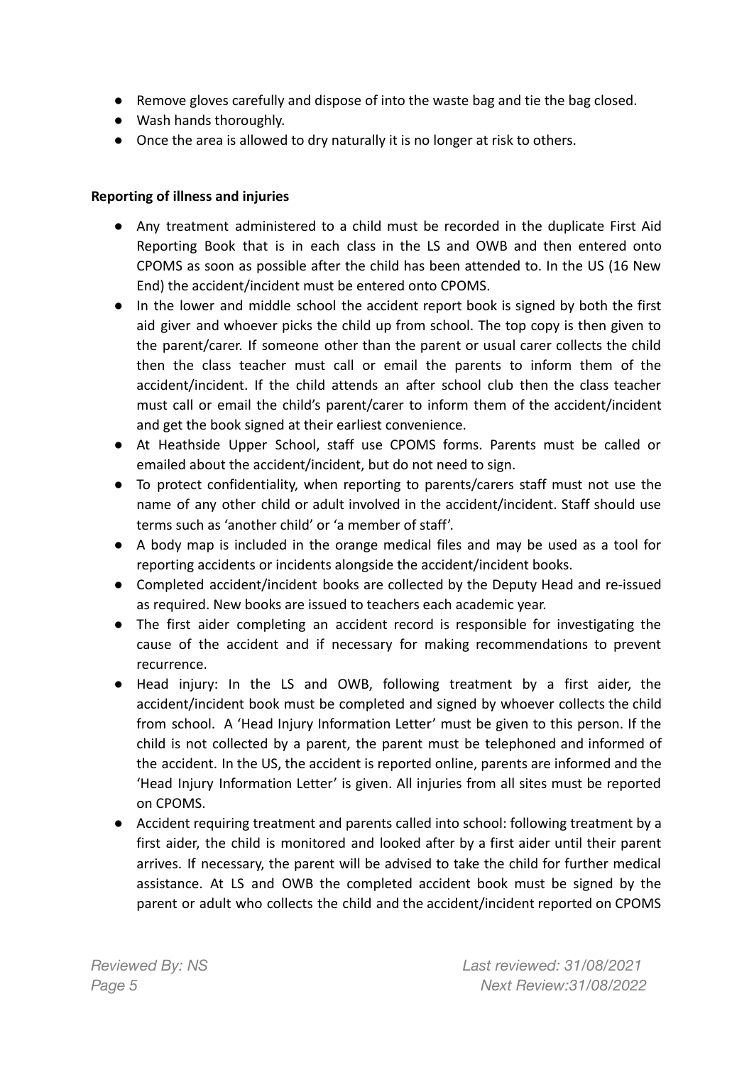- Remove gloves carefully and dispose of into the waste bag and tie the bag closed.
- Wash hands thoroughly.
- Once the area is allowed to dry naturally it is no longer at risk to others.

**Reporting of illness and injuries**

- Any treatment administered to a child must be recorded in the duplicate First Aid Reporting Book that is in each class in the LS and OWB and then entered onto CPOMS as soon as possible after the child has been attended to. In the US (16 New End) the accident/incident must be entered onto CPOMS.
- In the lower and middle school the accident report book is signed by both the first aid giver and whoever picks the child up from school. The top copy is then given to the parent/carer. If someone other than the parent or usual carer collects the child then the class teacher must call or email the parents to inform them of the accident/incident. If the child attends an after school club then the class teacher must call or email the child's parent/carer to inform them of the accident/incident and get the book signed at their earliest convenience.
- At Heathside Upper School, staff use CPOMS forms. Parents must be called or emailed about the accident/incident, but do not need to sign.
- To protect confidentiality, when reporting to parents/carers staff must not use the name of any other child or adult involved in the accident/incident. Staff should use terms such as 'another child' or 'a member of staff'.
- A body map is included in the orange medical files and may be used as a tool for reporting accidents or incidents alongside the accident/incident books.
- Completed accident/incident books are collected by the Deputy Head and re-issued as required. New books are issued to teachers each academic year.
- The first aider completing an accident record is responsible for investigating the cause of the accident and if necessary for making recommendations to prevent recurrence.
- Head injury: In the LS and OWB, following treatment by a first aider, the accident/incident book must be completed and signed by whoever collects the child from school. A 'Head Injury Information Letter' must be given to this person. If the child is not collected by a parent, the parent must be telephoned and informed of the accident. In the US, the accident is reported online, parents are informed and the 'Head Injury Information Letter' is given. All injuries from all sites must be reported on CPOMS.
- Accident requiring treatment and parents called into school: following treatment by a first aider, the child is monitored and looked after by a first aider until their parent arrives. If necessary, the parent will be advised to take the child for further medical assistance. At LS and OWB the completed accident book must be signed by the parent or adult who collects the child and the accident/incident reported on CPOMS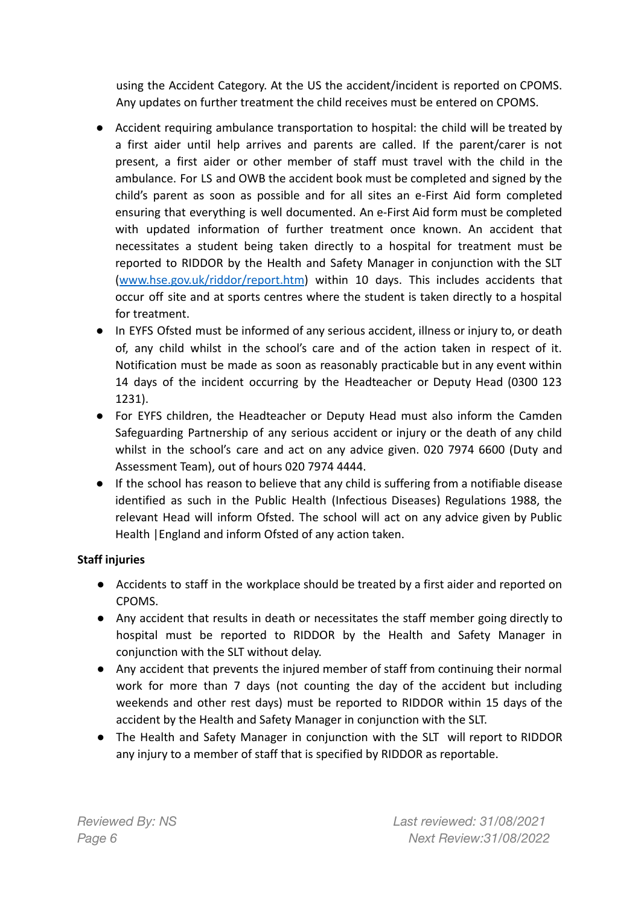using the Accident Category. At the US the accident/incident is reported on CPOMS. Any updates on further treatment the child receives must be entered on CPOMS.

- Accident requiring ambulance transportation to hospital: the child will be treated by a first aider until help arrives and parents are called. If the parent/carer is not present, a first aider or other member of staff must travel with the child in the ambulance. For LS and OWB the accident book must be completed and signed by the child's parent as soon as possible and for all sites an e-First Aid form completed ensuring that everything is well documented. An e-First Aid form must be completed with updated information of further treatment once known. An accident that necessitates a student being taken directly to a hospital for treatment must be reported to RIDDOR by the Health and Safety Manager in conjunction with the SLT ([www.hse.gov.uk/riddor/report.htm](www.hse.gov.uk/riddor/report.htm)) within 10 days. This includes accidents that occur off site and at sports centres where the student is taken directly to a hospital for treatment.
- In EYFS Ofsted must be informed of any serious accident, illness or injury to, or death of, any child whilst in the school's care and of the action taken in respect of it. Notification must be made as soon as reasonably practicable but in any event within 14 days of the incident occurring by the Headteacher or Deputy Head (0300 123 1231).
- For EYFS children, the Headteacher or Deputy Head must also inform the Camden Safeguarding Partnership of any serious accident or injury or the death of any child whilst in the school's care and act on any advice given. 020 7974 6600 (Duty and Assessment Team), out of hours 020 7974 4444.
- If the school has reason to believe that any child is suffering from a notifiable disease identified as such in the Public Health (Infectious Diseases) Regulations 1988, the relevant Head will inform Ofsted. The school will act on any advice given by Public Health |England and inform Ofsted of any action taken.

**Staff injuries**

- Accidents to staff in the workplace should be treated by a first aider and reported on CPOMS.
- Any accident that results in death or necessitates the staff member going directly to hospital must be reported to RIDDOR by the Health and Safety Manager in conjunction with the SLT without delay.
- Any accident that prevents the injured member of staff from continuing their normal work for more than 7 days (not counting the day of the accident but including weekends and other rest days) must be reported to RIDDOR within 15 days of the accident by the Health and Safety Manager in conjunction with the SLT.
- The Health and Safety Manager in conjunction with the SLT will report to RIDDOR any injury to a member of staff that is specified by RIDDOR as reportable.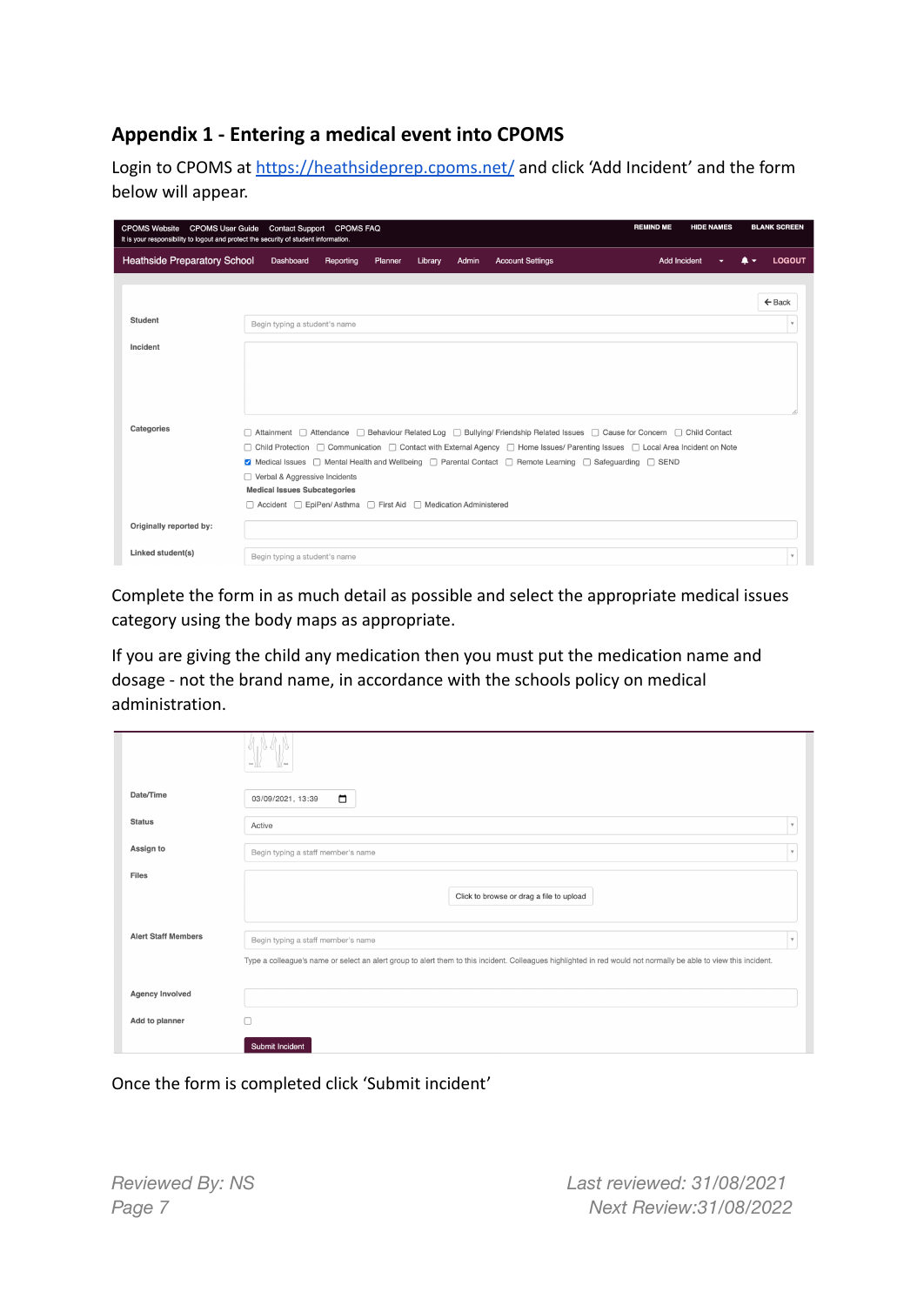## Appendix 1 - Entering a medical event into CPOMS

Login to CPOMS at [https://heathsideprep.cpoms.net/](https://heathsideprep.cpoms.net/) and click 'Add Incident' and the form below will appear.

CPOMS Website CPOMS User Guide Contact Support CPOMS FAQ
It is your responsibility to logout and protect the security of student information.
REMIND ME HIDE NAMES BLANK SCREEN

Heathside Preparatory School Dashboard Reporting Planner Library Admin Account Settings Add Incident LOGOUT

Back

Student: Begin typing a student's name

Incident

Categories: Attainment, Attendance, Behaviour Related Log, Bullying/ Friendship Related Issues, Cause for Concern, Child Contact, Child Protection, Communication, Contact with External Agency, Home Issues/ Parenting Issues, Local Area Incident on Note, Medical Issues, Mental Health and Wellbeing, Parental Contact, Remote Learning, Safeguarding, SEND, Verbal & Aggressive Incidents

Medical Issues Subcategories: Accident, EpiPen/ Asthma, First Aid, Medication Administered

Originally reported by:

Linked student(s): Begin typing a student's name

Complete the form in as much detail as possible and select the appropriate medical issues category using the body maps as appropriate.

If you are giving the child any medication then you must put the medication name and dosage - not the brand name, in accordance with the schools policy on medical administration.

Date/Time: 03/09/2021, 13:39

Status: Active

Assign to: Begin typing a staff member's name

Files: Click to browse or drag a file to upload

Alert Staff Members: Begin typing a staff member's name

Type a colleague's name or select an alert group to alert them to this incident. Colleagues highlighted in red would not normally be able to view this incident.

Agency Involved

Add to planner

Submit Incident

Once the form is completed click 'Submit incident'

*Reviewed By: NS*

*Last reviewed: 31/08/2021*
*Next Review:31/08/2022*